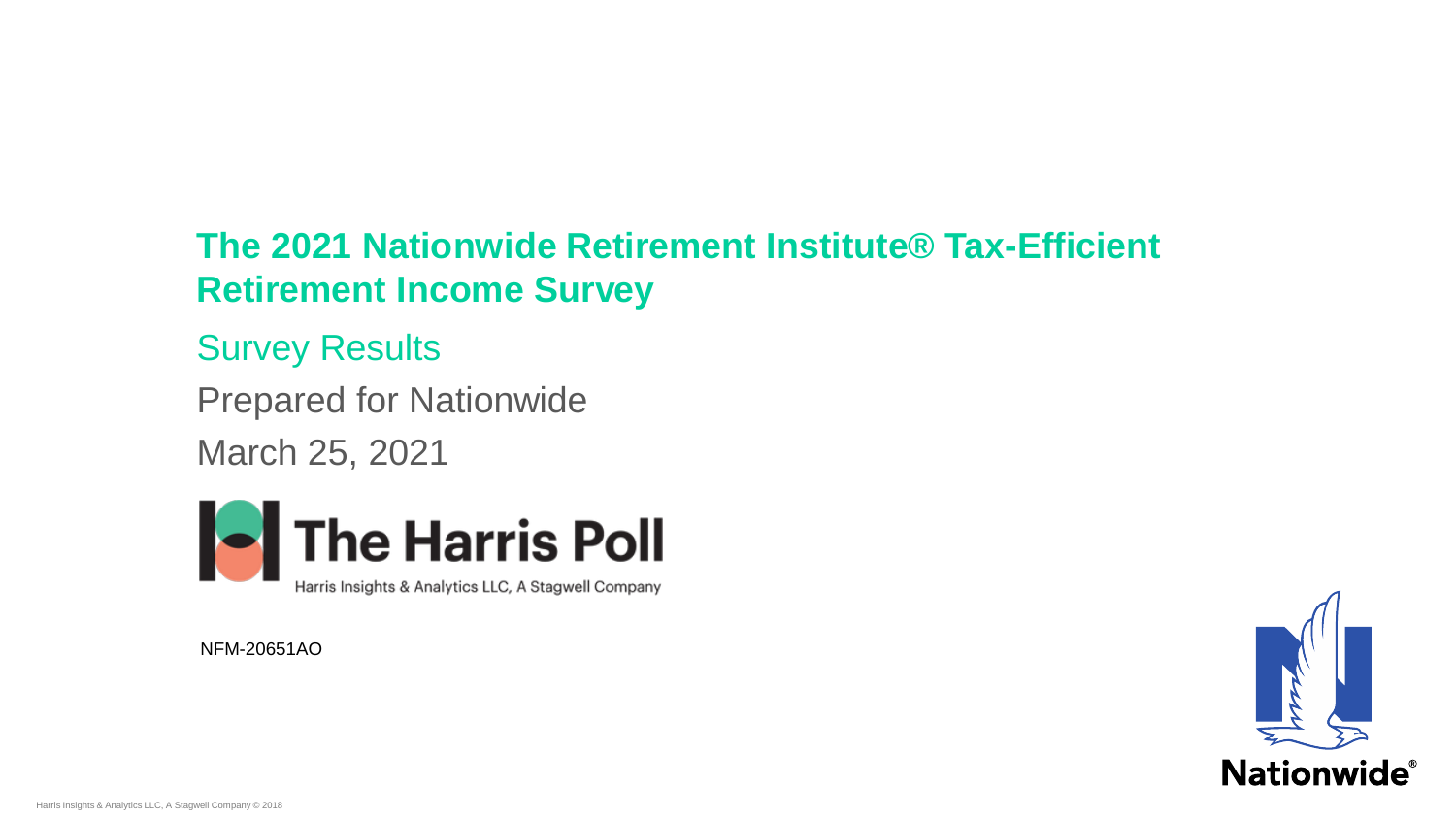# The 2021 Nationwide Retirement Institute® Tax-Efficient Retirement Income Survey

## Survey Results

Prepared for Nationwide

March 25, 2021

The Harris Poll

Harris Insights & Analytics LLC, A Stagwell Company

NFM-20651AO

Nationwide®

Harris Insights & Analytics LLC, A Stagwell Company © 2018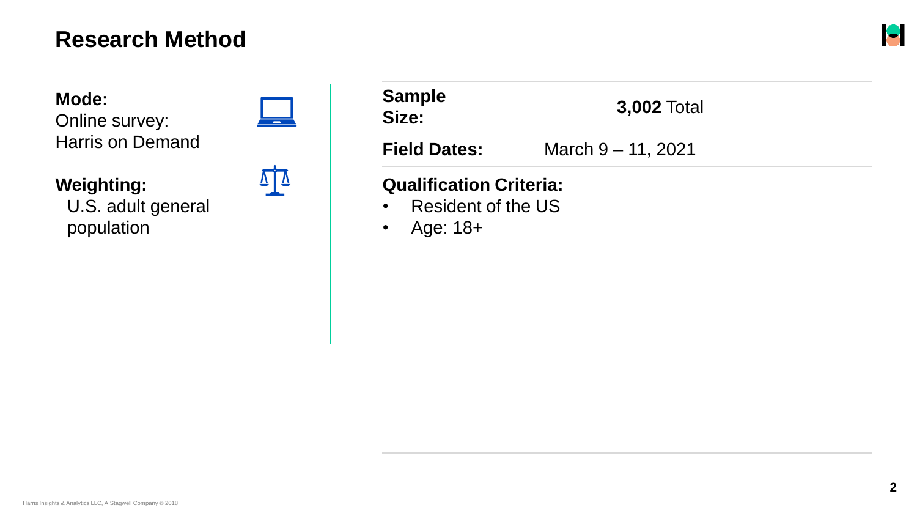# Research Method

**Mode:**
Online survey:
Harris on Demand

**Weighting:**
U.S. adult general population

| | |
|---|---|
| **Sample Size:** | **3,002** Total |
| **Field Dates:** | March 9 – 11, 2021 |

**Qualification Criteria:**

- Resident of the US
- Age: 18+

Harris Insights & Analytics LLC, A Stagwell Company © 2018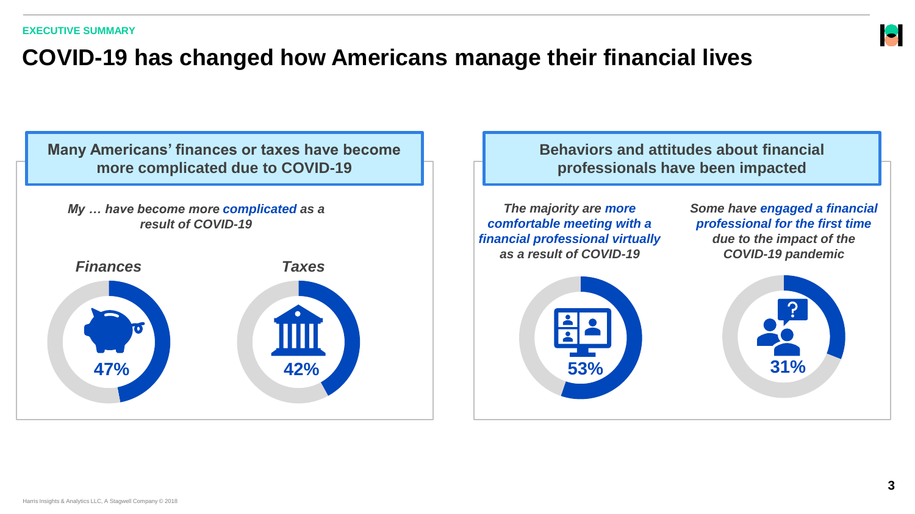EXECUTIVE SUMMARY

# COVID-19 has changed how Americans manage their financial lives

## Many Americans' finances or taxes have become more complicated due to COVID-19

***My … have become more complicated as a result of COVID-19***

***Finances***

**47%**

***Taxes***

**42%**

## Behaviors and attitudes about financial professionals have been impacted

***The majority are more comfortable meeting with a financial professional virtually as a result of COVID-19***

**53%**

***Some have engaged a financial professional for the first time due to the impact of the COVID-19 pandemic***

**31%**

Harris Insights & Analytics LLC, A Stagwell Company © 2018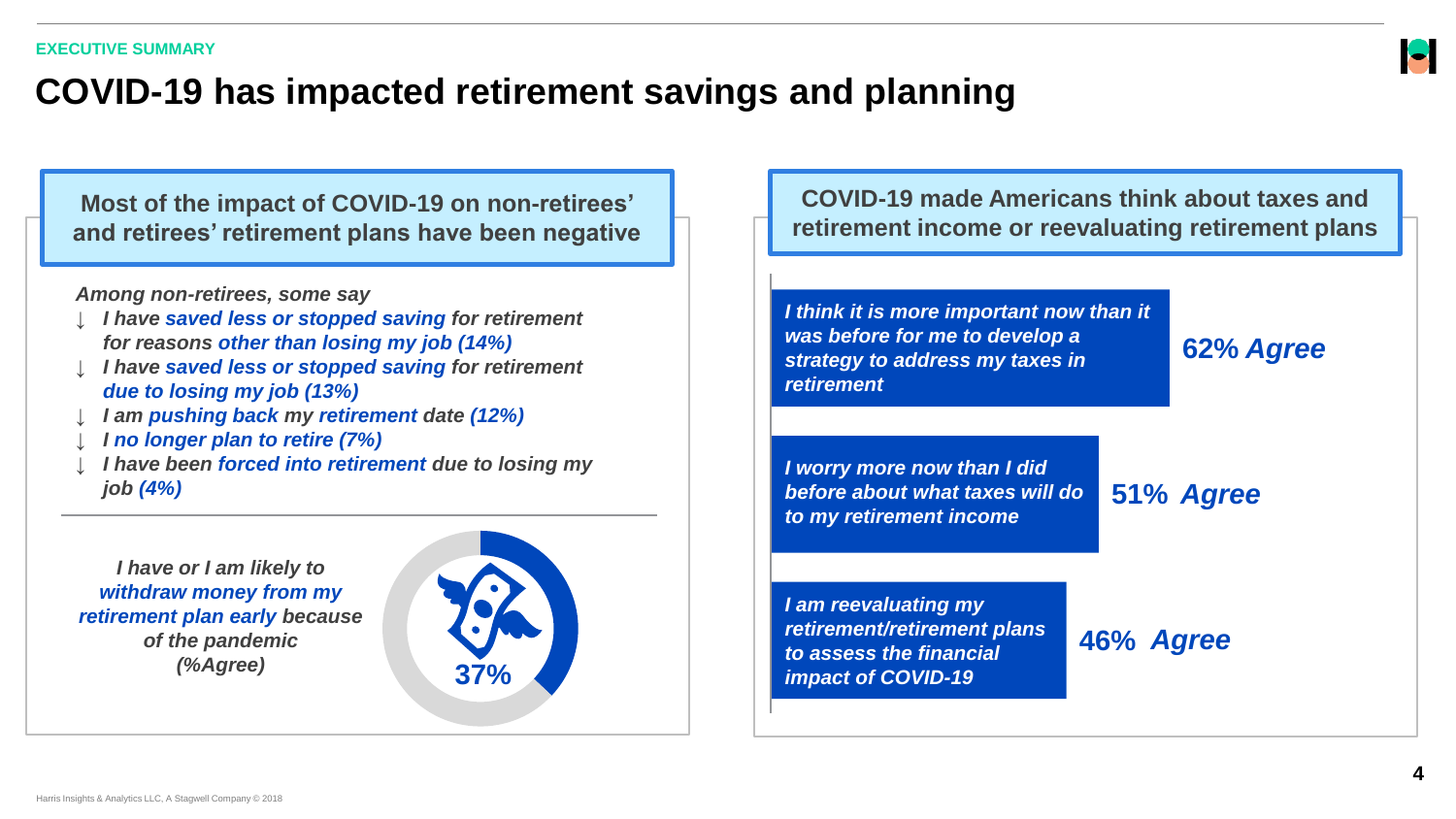EXECUTIVE SUMMARY

# COVID-19 has impacted retirement savings and planning

## Most of the impact of COVID-19 on non-retirees' and retirees' retirement plans have been negative

*Among non-retirees, some say*

- ↓ ***I have saved less or stopped saving for retirement for reasons other than losing my job (14%)***
- ↓ ***I have saved less or stopped saving for retirement due to losing my job (13%)***
- ↓ ***I am pushing back my retirement date (12%)***
- ↓ ***I no longer plan to retire (7%)***
- ↓ ***I have been forced into retirement due to losing my job (4%)***

***I have or I am likely to withdraw money from my retirement plan early because of the pandemic (%Agree)***

**37%**

## COVID-19 made Americans think about taxes and retirement income or reevaluating retirement plans

| Statement | % Agree |
|---|---|
| *I think it is more important now than it was before for me to develop a strategy to address my taxes in retirement* | 62% Agree |
| *I worry more now than I did before about what taxes will do to my retirement income* | 51% Agree |
| *I am reevaluating my retirement/retirement plans to assess the financial impact of COVID-19* | 46% Agree |

Harris Insights & Analytics LLC, A Stagwell Company © 2018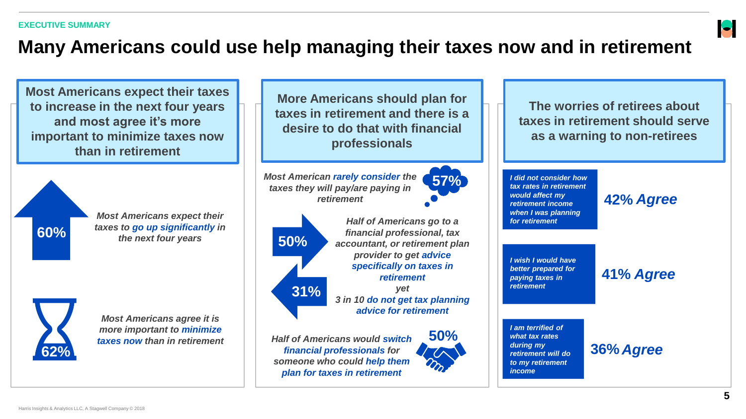EXECUTIVE SUMMARY

# Many Americans could use help managing their taxes now and in retirement

## Most Americans expect their taxes to increase in the next four years and most agree it's more important to minimize taxes now than in retirement

**60%**

*Most Americans expect their taxes to **go up significantly** in the next four years*

**62%**

*Most Americans agree it is more important to **minimize taxes now** than in retirement*

## More Americans should plan for taxes in retirement and there is a desire to do that with financial professionals

**57%**

*Most American **rarely consider** the taxes they will pay/are paying in retirement*

**50%**

*Half of Americans go to a financial professional, tax accountant, or retirement plan provider to get **advice specifically on taxes in retirement***

*yet*

**31%**

*3 in 10 **do not get tax planning advice for retirement***

**50%**

*Half of Americans would **switch financial professionals** for someone who could **help them plan for taxes in retirement***

## The worries of retirees about taxes in retirement should serve as a warning to non-retirees

*I did not consider how tax rates in retirement would affect my retirement income when I was planning for retirement* — **42% Agree**

*I wish I would have better prepared for paying taxes in retirement* — **41% Agree**

*I am terrified of what tax rates during my retirement will do to my retirement income* — **36% Agree**

Harris Insights & Analytics LLC, A Stagwell Company © 2018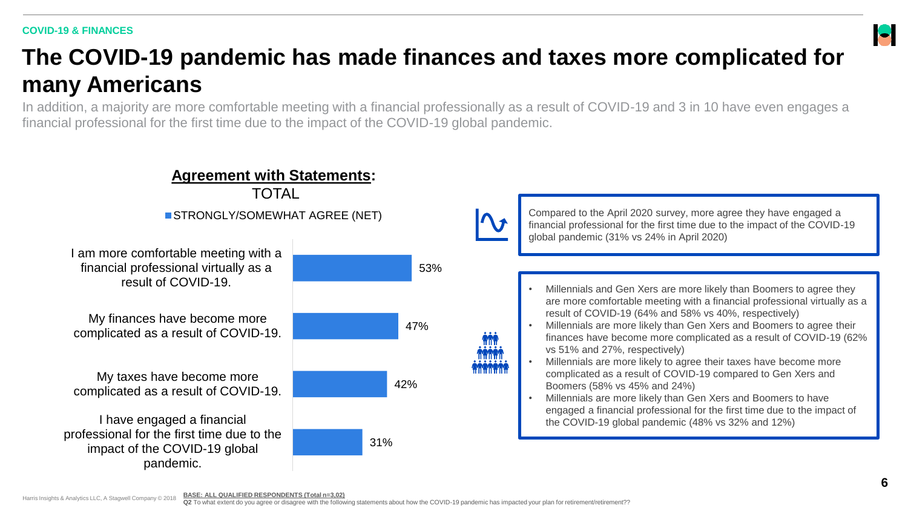COVID-19 & FINANCES

# The COVID-19 pandemic has made finances and taxes more complicated for many Americans

In addition, a majority are more comfortable meeting with a financial professionally as a result of COVID-19 and 3 in 10 have even engages a financial professional for the first time due to the impact of the COVID-19 global pandemic.

## **Agreement with Statements:**
TOTAL

STRONGLY/SOMEWHAT AGREE (NET)

| Statement | Strongly/Somewhat Agree (NET) |
|---|---|
| I am more comfortable meeting with a financial professional virtually as a result of COVID-19. | 53% |
| My finances have become more complicated as a result of COVID-19. | 47% |
| My taxes have become more complicated as a result of COVID-19. | 42% |
| I have engaged a financial professional for the first time due to the impact of the COVID-19 global pandemic. | 31% |

Compared to the April 2020 survey, more agree they have engaged a financial professional for the first time due to the impact of the COVID-19 global pandemic (31% vs 24% in April 2020)

- Millennials and Gen Xers are more likely than Boomers to agree they are more comfortable meeting with a financial professional virtually as a result of COVID-19 (64% and 58% vs 40%, respectively)
- Millennials are more likely than Gen Xers and Boomers to agree their finances have become more complicated as a result of COVID-19 (62% vs 51% and 27%, respectively)
- Millennials are more likely to agree their taxes have become more complicated as a result of COVID-19 compared to Gen Xers and Boomers (58% vs 45% and 24%)
- Millennials are more likely than Gen Xers and Boomers to have engaged a financial professional for the first time due to the impact of the COVID-19 global pandemic (48% vs 32% and 12%)

Harris Insights & Analytics LLC, A Stagwell Company © 2018

BASE: ALL QUALIFIED RESPONDENTS (Total n=3,02)
Q2 To what extent do you agree or disagree with the following statements about how the COVID-19 pandemic has impacted your plan for retirement/retirement??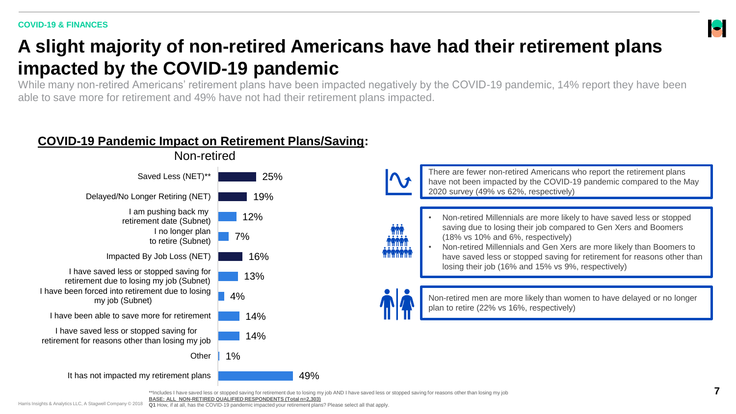COVID-19 & FINANCES

# A slight majority of non-retired Americans have had their retirement plans impacted by the COVID-19 pandemic

While many non-retired Americans' retirement plans have been impacted negatively by the COVID-19 pandemic, 14% report they have been able to save more for retirement and 49% have not had their retirement plans impacted.

## COVID-19 Pandemic Impact on Retirement Plans/Saving:

| | Non-retired |
|---|---|
| Saved Less (NET)** | 25% |
| Delayed/No Longer Retiring (NET) | 19% |
| I am pushing back my retirement date (Subnet) | 12% |
| I no longer plan to retire (Subnet) | 7% |
| Impacted By Job Loss (NET) | 16% |
| I have saved less or stopped saving for retirement due to losing my job (Subnet) | 13% |
| I have been forced into retirement due to losing my job (Subnet) | 4% |
| I have been able to save more for retirement | 14% |
| I have saved less or stopped saving for retirement for reasons other than losing my job | 14% |
| Other | 1% |
| It has not impacted my retirement plans | 49% |

There are fewer non-retired Americans who report the retirement plans have not been impacted by the COVID-19 pandemic compared to the May 2020 survey (49% vs 62%, respectively)

- Non-retired Millennials are more likely to have saved less or stopped saving due to losing their job compared to Gen Xers and Boomers (18% vs 10% and 6%, respectively)
- Non-retired Millennials and Gen Xers are more likely than Boomers to have saved less or stopped saving for retirement for reasons other than losing their job (16% and 15% vs 9%, respectively)

Non-retired men are more likely than women to have delayed or no longer plan to retire (22% vs 16%, respectively)

**Includes I have saved less or stopped saving for retirement due to losing my job AND I have saved less or stopped saving for reasons other than losing my job

BASE: ALL NON-RETIRED QUALIFIED RESPONDENTS (Total n=2,303)

Q1 How, if at all, has the COVID-19 pandemic impacted your retirement plans? Please select all that apply.

Harris Insights & Analytics LLC, A Stagwell Company © 2018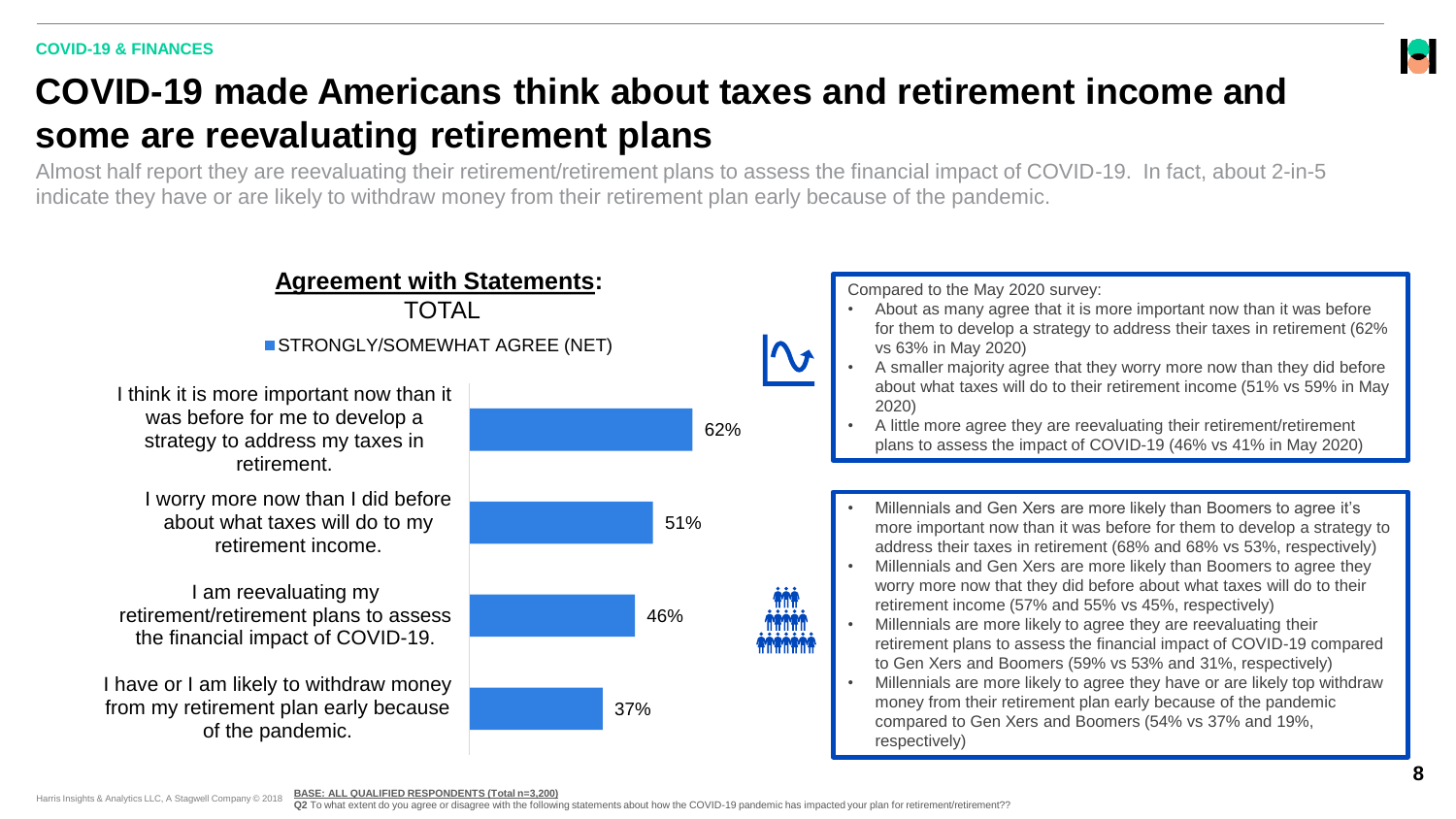COVID-19 & FINANCES

# COVID-19 made Americans think about taxes and retirement income and some are reevaluating retirement plans

Almost half report they are reevaluating their retirement/retirement plans to assess the financial impact of COVID-19. In fact, about 2-in-5 indicate they have or are likely to withdraw money from their retirement plan early because of the pandemic.

**Agreement with Statements:**
TOTAL

STRONGLY/SOMEWHAT AGREE (NET)

| Statement | Strongly/Somewhat Agree (NET) |
|---|---|
| I think it is more important now than it was before for me to develop a strategy to address my taxes in retirement. | 62% |
| I worry more now than I did before about what taxes will do to my retirement income. | 51% |
| I am reevaluating my retirement/retirement plans to assess the financial impact of COVID-19. | 46% |
| I have or I am likely to withdraw money from my retirement plan early because of the pandemic. | 37% |

Compared to the May 2020 survey:

- About as many agree that it is more important now than it was before for them to develop a strategy to address their taxes in retirement (62% vs 63% in May 2020)
- A smaller majority agree that they worry more now than they did before about what taxes will do to their retirement income (51% vs 59% in May 2020)
- A little more agree they are reevaluating their retirement/retirement plans to assess the impact of COVID-19 (46% vs 41% in May 2020)

- Millennials and Gen Xers are more likely than Boomers to agree it's more important now than it was before for them to develop a strategy to address their taxes in retirement (68% and 68% vs 53%, respectively)
- Millennials and Gen Xers are more likely than Boomers to agree they worry more now that they did before about what taxes will do to their retirement income (57% and 55% vs 45%, respectively)
- Millennials are more likely to agree they are reevaluating their retirement plans to assess the financial impact of COVID-19 compared to Gen Xers and Boomers (59% vs 53% and 31%, respectively)
- Millennials are more likely to agree they have or are likely top withdraw money from their retirement plan early because of the pandemic compared to Gen Xers and Boomers (54% vs 37% and 19%, respectively)

BASE: ALL QUALIFIED RESPONDENTS (Total n=3,200)
Q2 To what extent do you agree or disagree with the following statements about how the COVID-19 pandemic has impacted your plan for retirement/retirement??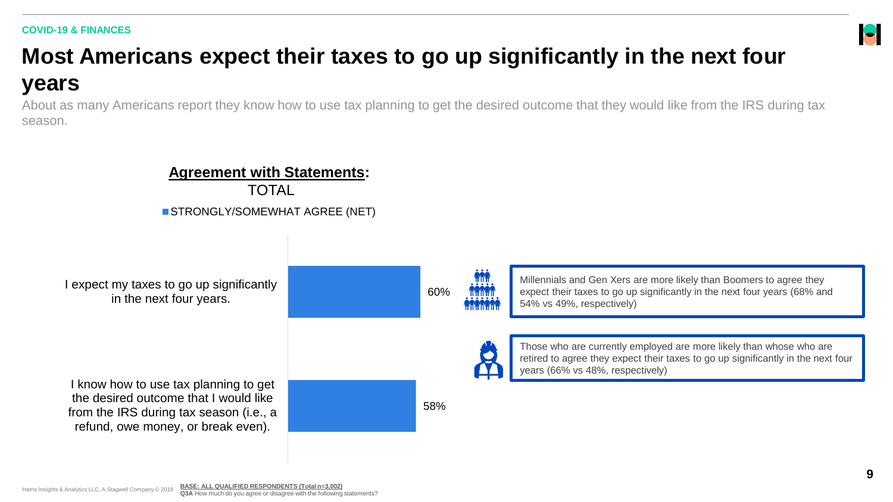COVID-19 & FINANCES

# Most Americans expect their taxes to go up significantly in the next four years

About as many Americans report they know how to use tax planning to get the desired outcome that they would like from the IRS during tax season.

**Agreement with Statements:**
TOTAL

STRONGLY/SOMEWHAT AGREE (NET)

| Statement | STRONGLY/SOMEWHAT AGREE (NET) |
| --- | --- |
| I expect my taxes to go up significantly in the next four years. | 60% |
| I know how to use tax planning to get the desired outcome that I would like from the IRS during tax season (i.e., a refund, owe money, or break even). | 58% |

Millennials and Gen Xers are more likely than Boomers to agree they expect their taxes to go up significantly in the next four years (68% and 54% vs 49%, respectively)

Those who are currently employed are more likely than whose who are retired to agree they expect their taxes to go up significantly in the next four years (66% vs 48%, respectively)

Harris Insights & Analytics LLC, A Stagwell Company © 2018

**BASE: ALL QUALIFIED RESPONDENTS (Total n=3,002)**
**Q3A** How much do you agree or disagree with the following statements?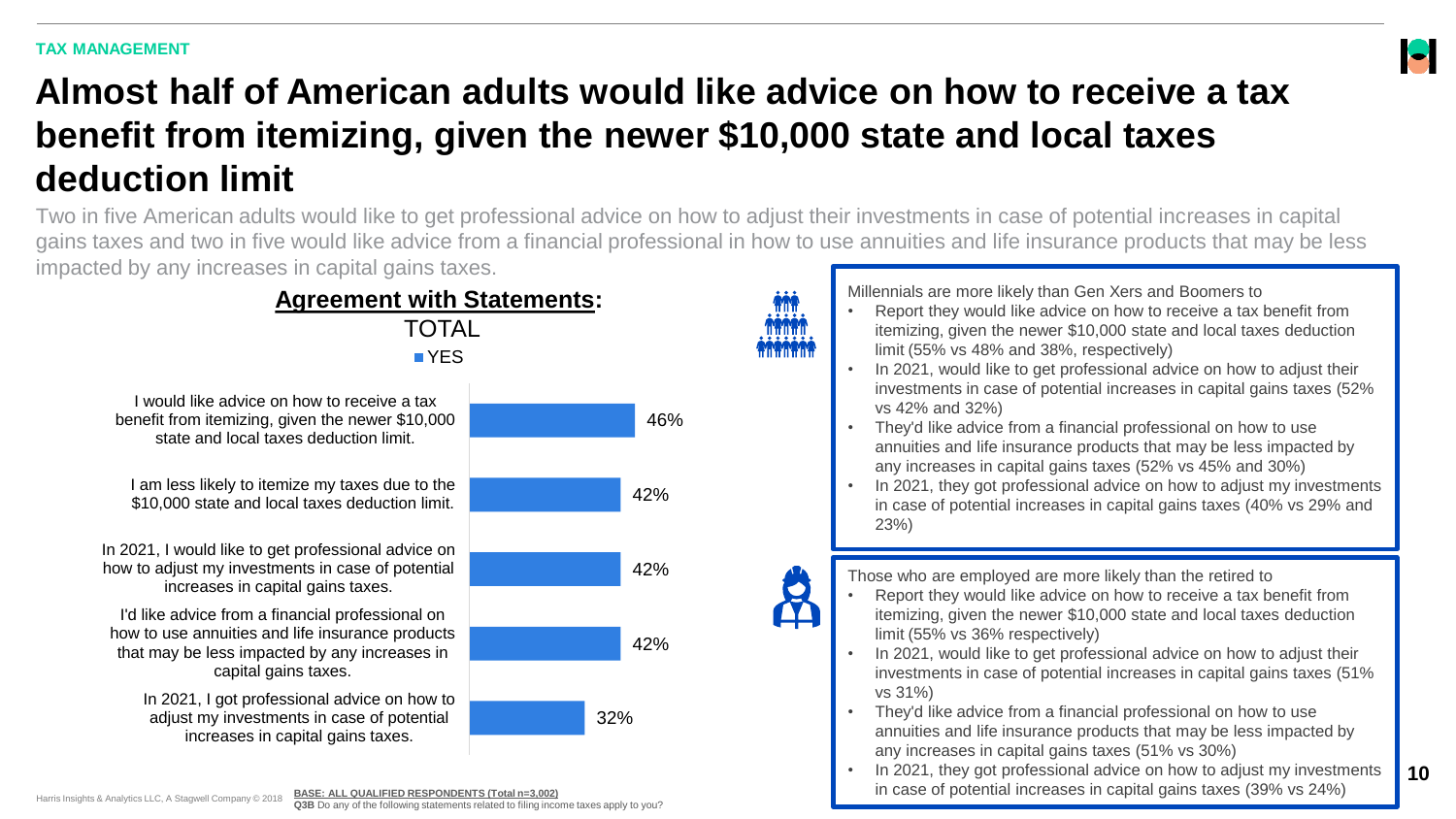TAX MANAGEMENT

# Almost half of American adults would like advice on how to receive a tax benefit from itemizing, given the newer $10,000 state and local taxes deduction limit

Two in five American adults would like to get professional advice on how to adjust their investments in case of potential increases in capital gains taxes and two in five would like advice from a financial professional in how to use annuities and life insurance products that may be less impacted by any increases in capital gains taxes.

## Agreement with Statements:

TOTAL

| Statement | YES |
| --- | --- |
| I would like advice on how to receive a tax benefit from itemizing, given the newer $10,000 state and local taxes deduction limit. | 46% |
| I am less likely to itemize my taxes due to the $10,000 state and local taxes deduction limit. | 42% |
| In 2021, I would like to get professional advice on how to adjust my investments in case of potential increases in capital gains taxes. | 42% |
| I'd like advice from a financial professional on how to use annuities and life insurance products that may be less impacted by any increases in capital gains taxes. | 42% |
| In 2021, I got professional advice on how to adjust my investments in case of potential increases in capital gains taxes. | 32% |

Millennials are more likely than Gen Xers and Boomers to

- Report they would like advice on how to receive a tax benefit from itemizing, given the newer $10,000 state and local taxes deduction limit (55% vs 48% and 38%, respectively)
- In 2021, would like to get professional advice on how to adjust their investments in case of potential increases in capital gains taxes (52% vs 42% and 32%)
- They'd like advice from a financial professional on how to use annuities and life insurance products that may be less impacted by any increases in capital gains taxes (52% vs 45% and 30%)
- In 2021, they got professional advice on how to adjust my investments in case of potential increases in capital gains taxes (40% vs 29% and 23%)

Those who are employed are more likely than the retired to

- Report they would like advice on how to receive a tax benefit from itemizing, given the newer $10,000 state and local taxes deduction limit (55% vs 36% respectively)
- In 2021, would like to get professional advice on how to adjust their investments in case of potential increases in capital gains taxes (51% vs 31%)
- They'd like advice from a financial professional on how to use annuities and life insurance products that may be less impacted by any increases in capital gains taxes (51% vs 30%)
- In 2021, they got professional advice on how to adjust my investments in case of potential increases in capital gains taxes (39% vs 24%)

BASE: ALL QUALIFIED RESPONDENTS (Total n=3,002)
Q3B Do any of the following statements related to filing income taxes apply to you?

Harris Insights & Analytics LLC, A Stagwell Company © 2018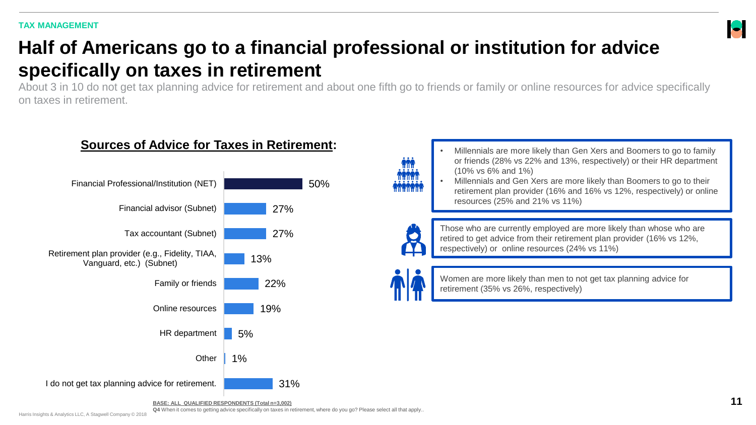TAX MANAGEMENT

# Half of Americans go to a financial professional or institution for advice specifically on taxes in retirement

About 3 in 10 do not get tax planning advice for retirement and about one fifth go to friends or family or online resources for advice specifically on taxes in retirement.

## Sources of Advice for Taxes in Retirement:

| Source | % |
|---|---|
| Financial Professional/Institution (NET) | 50% |
| Financial advisor (Subnet) | 27% |
| Tax accountant (Subnet) | 27% |
| Retirement plan provider (e.g., Fidelity, TIAA, Vanguard, etc.) (Subnet) | 13% |
| Family or friends | 22% |
| Online resources | 19% |
| HR department | 5% |
| Other | 1% |
| I do not get tax planning advice for retirement. | 31% |

- Millennials are more likely than Gen Xers and Boomers to go to family or friends (28% vs 22% and 13%, respectively) or their HR department (10% vs 6% and 1%)
- Millennials and Gen Xers are more likely than Boomers to go to their retirement plan provider (16% and 16% vs 12%, respectively) or online resources (25% and 21% vs 11%)

Those who are currently employed are more likely than whose who are retired to get advice from their retirement plan provider (16% vs 12%, respectively) or online resources (24% vs 11%)

Women are more likely than men to not get tax planning advice for retirement (35% vs 26%, respectively)

BASE: ALL QUALIFIED RESPONDENTS (Total n=3,002)

Q4 When it comes to getting advice specifically on taxes in retirement, where do you go? Please select all that apply..

Harris Insights & Analytics LLC, A Stagwell Company © 2018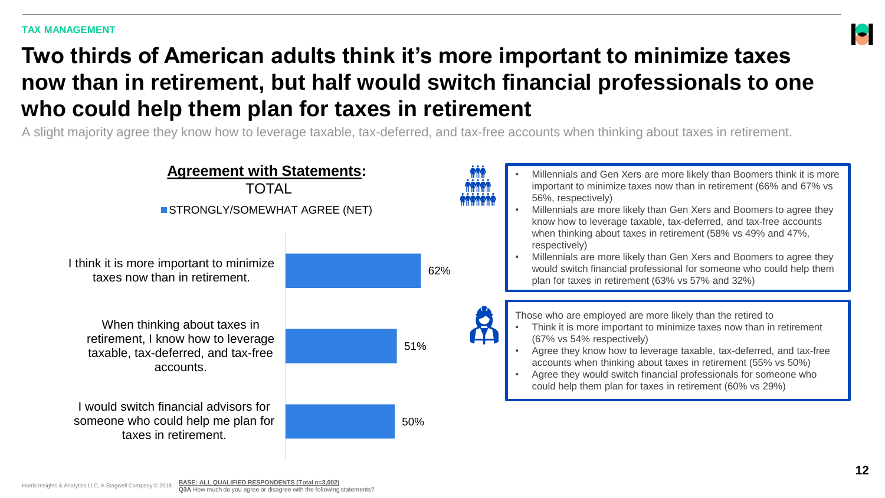TAX MANAGEMENT

# Two thirds of American adults think it's more important to minimize taxes now than in retirement, but half would switch financial professionals to one who could help them plan for taxes in retirement

A slight majority agree they know how to leverage taxable, tax-deferred, and tax-free accounts when thinking about taxes in retirement.

**Agreement with Statements:**
TOTAL

STRONGLY/SOMEWHAT AGREE (NET)

| Statement | STRONGLY/SOMEWHAT AGREE (NET) |
| --- | --- |
| I think it is more important to minimize taxes now than in retirement. | 62% |
| When thinking about taxes in retirement, I know how to leverage taxable, tax-deferred, and tax-free accounts. | 51% |
| I would switch financial advisors for someone who could help me plan for taxes in retirement. | 50% |

- Millennials and Gen Xers are more likely than Boomers think it is more important to minimize taxes now than in retirement (66% and 67% vs 56%, respectively)
- Millennials are more likely than Gen Xers and Boomers to agree they know how to leverage taxable, tax-deferred, and tax-free accounts when thinking about taxes in retirement (58% vs 49% and 47%, respectively)
- Millennials are more likely than Gen Xers and Boomers to agree they would switch financial professional for someone who could help them plan for taxes in retirement (63% vs 57% and 32%)

Those who are employed are more likely than the retired to

- Think it is more important to minimize taxes now than in retirement (67% vs 54% respectively)
- Agree they know how to leverage taxable, tax-deferred, and tax-free accounts when thinking about taxes in retirement (55% vs 50%)
- Agree they would switch financial professionals for someone who could help them plan for taxes in retirement (60% vs 29%)

Harris Insights & Analytics LLC, A Stagwell Company © 2018

**BASE: ALL QUALIFIED RESPONDENTS (Total n=3,002)**
**Q3A** How much do you agree or disagree with the following statements?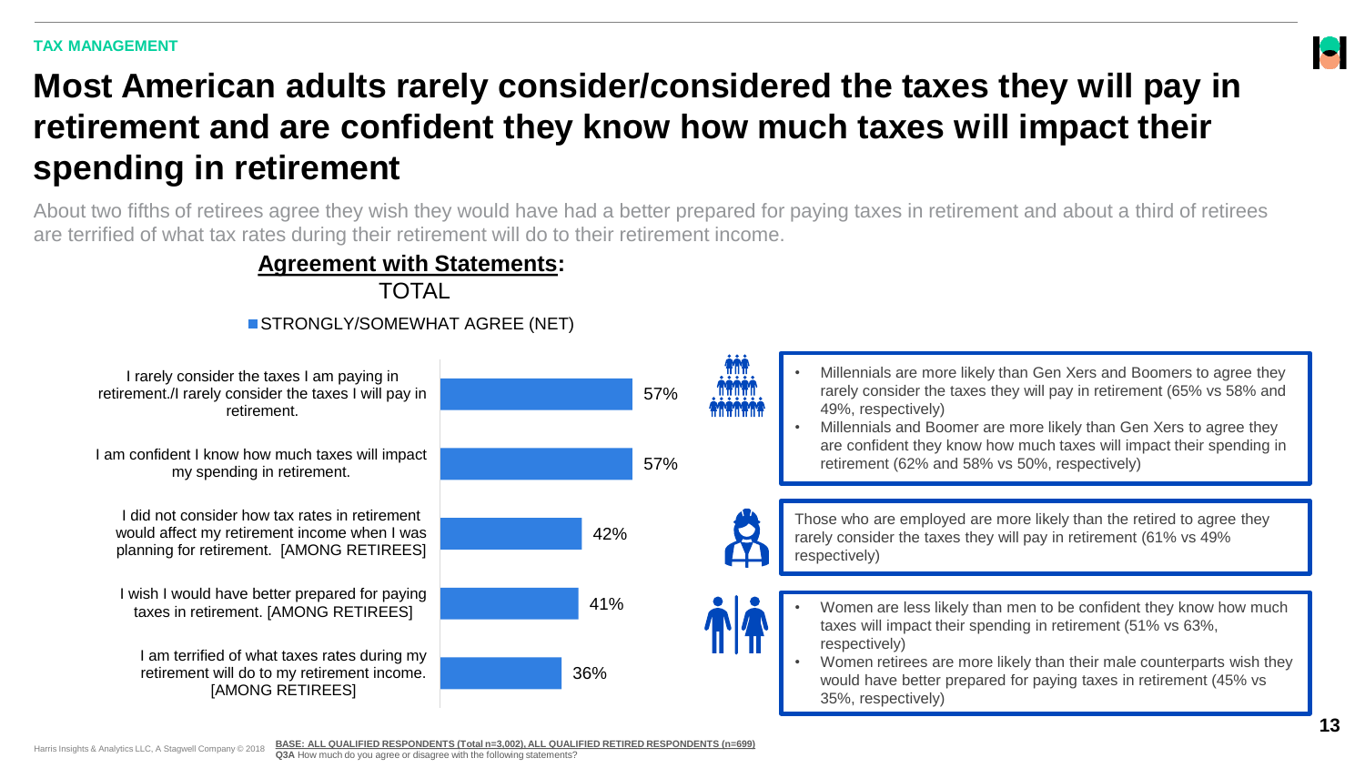TAX MANAGEMENT

# Most American adults rarely consider/considered the taxes they will pay in retirement and are confident they know how much taxes will impact their spending in retirement

About two fifths of retirees agree they wish they would have had a better prepared for paying taxes in retirement and about a third of retirees are terrified of what tax rates during their retirement will do to their retirement income.

**Agreement with Statements:**

TOTAL

STRONGLY/SOMEWHAT AGREE (NET)

| Statement | Strongly/Somewhat Agree (NET) |
|---|---|
| I rarely consider the taxes I am paying in retirement./I rarely consider the taxes I will pay in retirement. | 57% |
| I am confident I know how much taxes will impact my spending in retirement. | 57% |
| I did not consider how tax rates in retirement would affect my retirement income when I was planning for retirement. [AMONG RETIREES] | 42% |
| I wish I would have better prepared for paying taxes in retirement. [AMONG RETIREES] | 41% |
| I am terrified of what taxes rates during my retirement will do to my retirement income. [AMONG RETIREES] | 36% |

- Millennials are more likely than Gen Xers and Boomers to agree they rarely consider the taxes they will pay in retirement (65% vs 58% and 49%, respectively)
- Millennials and Boomer are more likely than Gen Xers to agree they are confident they know how much taxes will impact their spending in retirement (62% and 58% vs 50%, respectively)

Those who are employed are more likely than the retired to agree they rarely consider the taxes they will pay in retirement (61% vs 49% respectively)

- Women are less likely than men to be confident they know how much taxes will impact their spending in retirement (51% vs 63%, respectively)
- Women retirees are more likely than their male counterparts wish they would have better prepared for paying taxes in retirement (45% vs 35%, respectively)

Harris Insights & Analytics LLC, A Stagwell Company © 2018

BASE: ALL QUALIFIED RESPONDENTS (Total n=3,002), ALL QUALIFIED RETIRED RESPONDENTS (n=699)
**Q3A** How much do you agree or disagree with the following statements?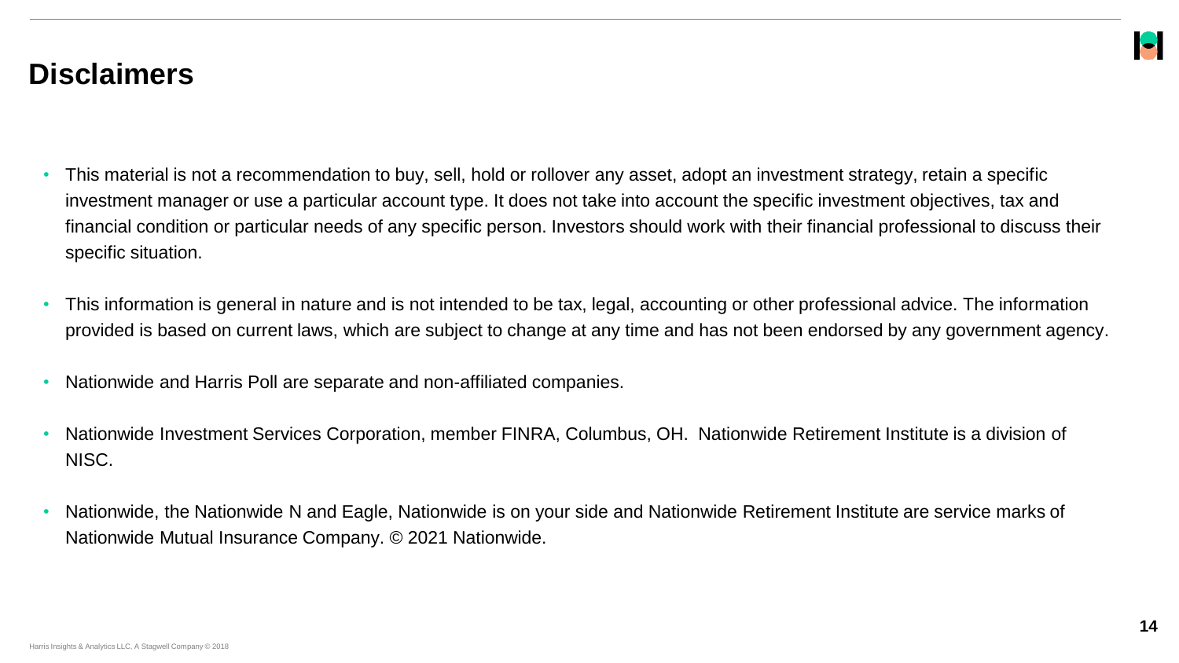# Disclaimers

- This material is not a recommendation to buy, sell, hold or rollover any asset, adopt an investment strategy, retain a specific investment manager or use a particular account type. It does not take into account the specific investment objectives, tax and financial condition or particular needs of any specific person. Investors should work with their financial professional to discuss their specific situation.
- This information is general in nature and is not intended to be tax, legal, accounting or other professional advice. The information provided is based on current laws, which are subject to change at any time and has not been endorsed by any government agency.
- Nationwide and Harris Poll are separate and non-affiliated companies.
- Nationwide Investment Services Corporation, member FINRA, Columbus, OH. Nationwide Retirement Institute is a division of NISC.
- Nationwide, the Nationwide N and Eagle, Nationwide is on your side and Nationwide Retirement Institute are service marks of Nationwide Mutual Insurance Company. © 2021 Nationwide.

Harris Insights & Analytics LLC, A Stagwell Company © 2018